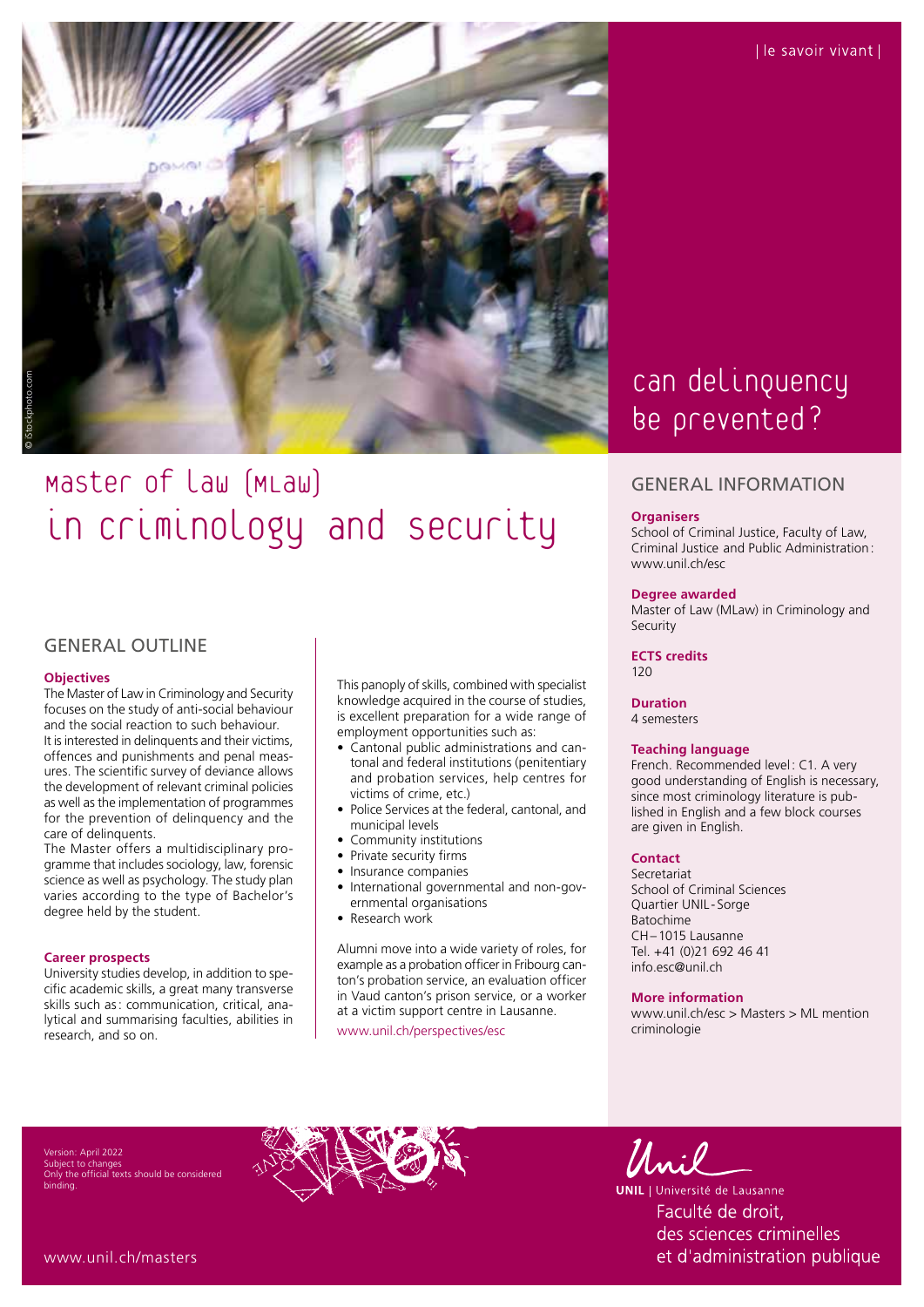| le savoir vivant |

# Master of Law (MLaw) in criminology and security

## can delinquency be prevented?

## GENERAL OUTLINE

### Objectives

The Master of Law in Criminology and Security focuses on the study of anti-social behaviour and the social reaction to such behaviour. It is interested in delinquents and their victims, offences and punishments and penal measures. The scientific survey of deviance allows the development of relevant criminal policies as well as the implementation of programmes for the prevention of delinquency and the care of delinquents.
The Master offers a multidisciplinary programme that includes sociology, law, forensic science as well as psychology. The study plan varies according to the type of Bachelor's degree held by the student.

### Career prospects

University studies develop, in addition to specific academic skills, a great many transverse skills such as: communication, critical, analytical and summarising faculties, abilities in research, and so on.

This panoply of skills, combined with specialist knowledge acquired in the course of studies, is excellent preparation for a wide range of employment opportunities such as:

- Cantonal public administrations and cantonal and federal institutions (penitentiary and probation services, help centres for victims of crime, etc.)
- Police Services at the federal, cantonal, and municipal levels
- Community institutions
- Private security firms
- Insurance companies
- International governmental and non-governmental organisations
- Research work

Alumni move into a wide variety of roles, for example as a probation officer in Fribourg canton's probation service, an evaluation officer in Vaud canton's prison service, or a worker at a victim support centre in Lausanne.

www.unil.ch/perspectives/esc

## GENERAL INFORMATION

**Organisers**
School of Criminal Justice, Faculty of Law, Criminal Justice and Public Administration: www.unil.ch/esc

**Degree awarded**
Master of Law (MLaw) in Criminology and Security

**ECTS credits**
120

**Duration**
4 semesters

**Teaching language**
French. Recommended level: C1. A very good understanding of English is necessary, since most criminology literature is published in English and a few block courses are given in English.

**Contact**
Secretariat
School of Criminal Sciences
Quartier UNIL-Sorge
Batochime
CH – 1015 Lausanne
Tel. +41 (0)21 692 46 41
info.esc@unil.ch

**More information**
www.unil.ch/esc > Masters > ML mention criminologie

Version: April 2022
Subject to changes
Only the official texts should be considered binding.

www.unil.ch/masters

UNIL | Université de Lausanne
Faculté de droit, des sciences criminelles et d'administration publique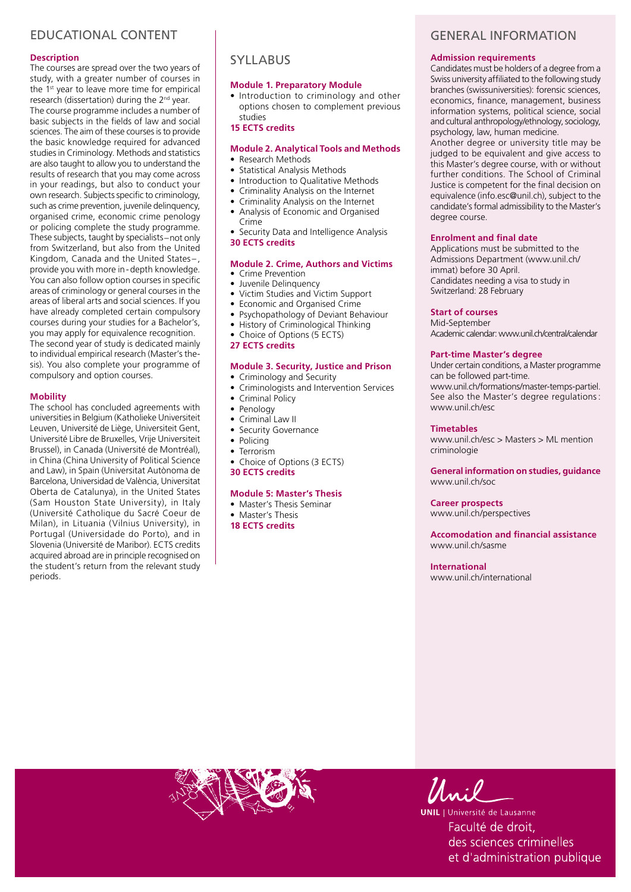## EDUCATIONAL CONTENT

### Description

The courses are spread over the two years of study, with a greater number of courses in the 1st year to leave more time for empirical research (dissertation) during the 2nd year.

The course programme includes a number of basic subjects in the fields of law and social sciences. The aim of these courses is to provide the basic knowledge required for advanced studies in Criminology. Methods and statistics are also taught to allow you to understand the results of research that you may come across in your readings, but also to conduct your own research. Subjects specific to criminology, such as crime prevention, juvenile delinquency, organised crime, economic crime penology or policing complete the study programme. These subjects, taught by specialists – not only from Switzerland, but also from the United Kingdom, Canada and the United States – , provide you with more in-depth knowledge. You can also follow option courses in specific areas of criminology or general courses in the areas of liberal arts and social sciences. If you have already completed certain compulsory courses during your studies for a Bachelor's, you may apply for equivalence recognition.

The second year of study is dedicated mainly to individual empirical research (Master's thesis). You also complete your programme of compulsory and option courses.

### Mobility

The school has concluded agreements with universities in Belgium (Katholieke Universiteit Leuven, Université de Liège, Universiteit Gent, Université Libre de Bruxelles, Vrije Universiteit Brussel), in Canada (Université de Montréal), in China (China University of Political Science and Law), in Spain (Universitat Autònoma de Barcelona, Universidad de València, Universitat Oberta de Catalunya), in the United States (Sam Houston State University), in Italy (Université Catholique du Sacré Coeur de Milan), in Lituania (Vilnius University), in Portugal (Universidade do Porto), and in Slovenia (Université de Maribor). ECTS credits acquired abroad are in principle recognised on the student's return from the relevant study periods.

## SYLLABUS

### Module 1. Preparatory Module

- Introduction to criminology and other options chosen to complement previous studies

**15 ECTS credits**

### Module 2. Analytical Tools and Methods

- Research Methods
- Statistical Analysis Methods
- Introduction to Qualitative Methods
- Criminality Analysis on the Internet
- Criminality Analysis on the Internet
- Analysis of Economic and Organised Crime
- Security Data and Intelligence Analysis

**30 ECTS credits**

### Module 2. Crime, Authors and Victims

- Crime Prevention
- Juvenile Delinquency
- Victim Studies and Victim Support
- Economic and Organised Crime
- Psychopathology of Deviant Behaviour
- History of Criminological Thinking
- Choice of Options (5 ECTS)

**27 ECTS credits**

### Module 3. Security, Justice and Prison

- Criminology and Security
- Criminologists and Intervention Services
- Criminal Policy
- Penology
- Criminal Law II
- Security Governance
- Policing
- Terrorism
- Choice of Options (3 ECTS)

**30 ECTS credits**

### Module 5: Master's Thesis

- Master's Thesis Seminar
- Master's Thesis

**18 ECTS credits**

## GENERAL INFORMATION

### Admission requirements

Candidates must be holders of a degree from a Swiss university affiliated to the following study branches (swissuniversities): forensic sciences, economics, finance, management, business information systems, political science, social and cultural anthropology/ethnology, sociology, psychology, law, human medicine.

Another degree or university title may be judged to be equivalent and give access to this Master's degree course, with or without further conditions. The School of Criminal Justice is competent for the final decision on equivalence (info.esc@unil.ch), subject to the candidate's formal admissibility to the Master's degree course.

### Enrolment and final date

Applications must be submitted to the Admissions Department (www.unil.ch/immat) before 30 April.

Candidates needing a visa to study in Switzerland: 28 February

### Start of courses

Mid-September

Academic calendar: www.unil.ch/central/calendar

### Part-time Master's degree

Under certain conditions, a Master programme can be followed part-time.

www.unil.ch/formations/master-temps-partiel.

See also the Master's degree regulations : www.unil.ch/esc

### Timetables

www.unil.ch/esc > Masters > ML mention criminologie

### General information on studies, guidance

www.unil.ch/soc

### Career prospects

www.unil.ch/perspectives

### Accomodation and financial assistance

www.unil.ch/sasme

### International

www.unil.ch/international

UNIL | Université de Lausanne

Faculté de droit, des sciences criminelles et d'administration publique